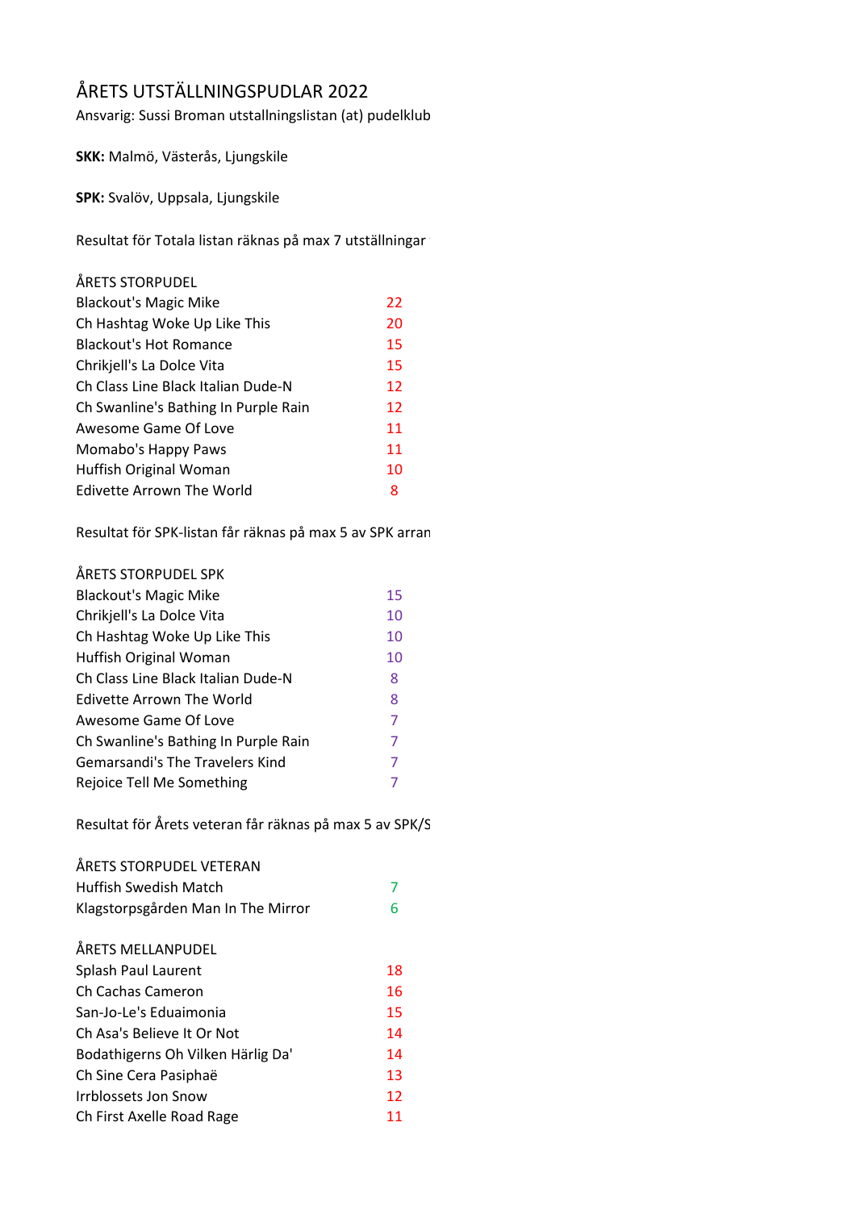# ÅRETS UTSTÄLLNINGSPUDLAR 2022

Ansvarig: Sussi Broman utstallningslistan (at) pudelklub

**SKK:** Malmö, Västerås, Ljungskile

**SPK:** Svalöv, Uppsala, Ljungskile

Resultat för Totala listan räknas på max 7 utställningar

| ÅRETS STORPUDEL | |
|---|---|
| Blackout's Magic Mike | 22 |
| Ch Hashtag Woke Up Like This | 20 |
| Blackout's Hot Romance | 15 |
| Chrikjell's La Dolce Vita | 15 |
| Ch Class Line Black Italian Dude-N | 12 |
| Ch Swanline's Bathing In Purple Rain | 12 |
| Awesome Game Of Love | 11 |
| Momabo's Happy Paws | 11 |
| Huffish Original Woman | 10 |
| Edivette Arrown The World | 8 |

Resultat för SPK-listan får räknas på max 5 av SPK arran

| ÅRETS STORPUDEL SPK | |
|---|---|
| Blackout's Magic Mike | 15 |
| Chrikjell's La Dolce Vita | 10 |
| Ch Hashtag Woke Up Like This | 10 |
| Huffish Original Woman | 10 |
| Ch Class Line Black Italian Dude-N | 8 |
| Edivette Arrown The World | 8 |
| Awesome Game Of Love | 7 |
| Ch Swanline's Bathing In Purple Rain | 7 |
| Gemarsandi's The Travelers Kind | 7 |
| Rejoice Tell Me Something | 7 |

Resultat för Årets veteran får räknas på max 5 av SPK/S

| ÅRETS STORPUDEL VETERAN | |
|---|---|
| Huffish Swedish Match | 7 |
| Klagstorpsgården Man In The Mirror | 6 |

| ÅRETS MELLANPUDEL | |
|---|---|
| Splash Paul Laurent | 18 |
| Ch Cachas Cameron | 16 |
| San-Jo-Le's Eduaimonia | 15 |
| Ch Asa's Believe It Or Not | 14 |
| Bodathigerns Oh Vilken Härlig Da' | 14 |
| Ch Sine Cera Pasiphaë | 13 |
| Irrblossets Jon Snow | 12 |
| Ch First Axelle Road Rage | 11 |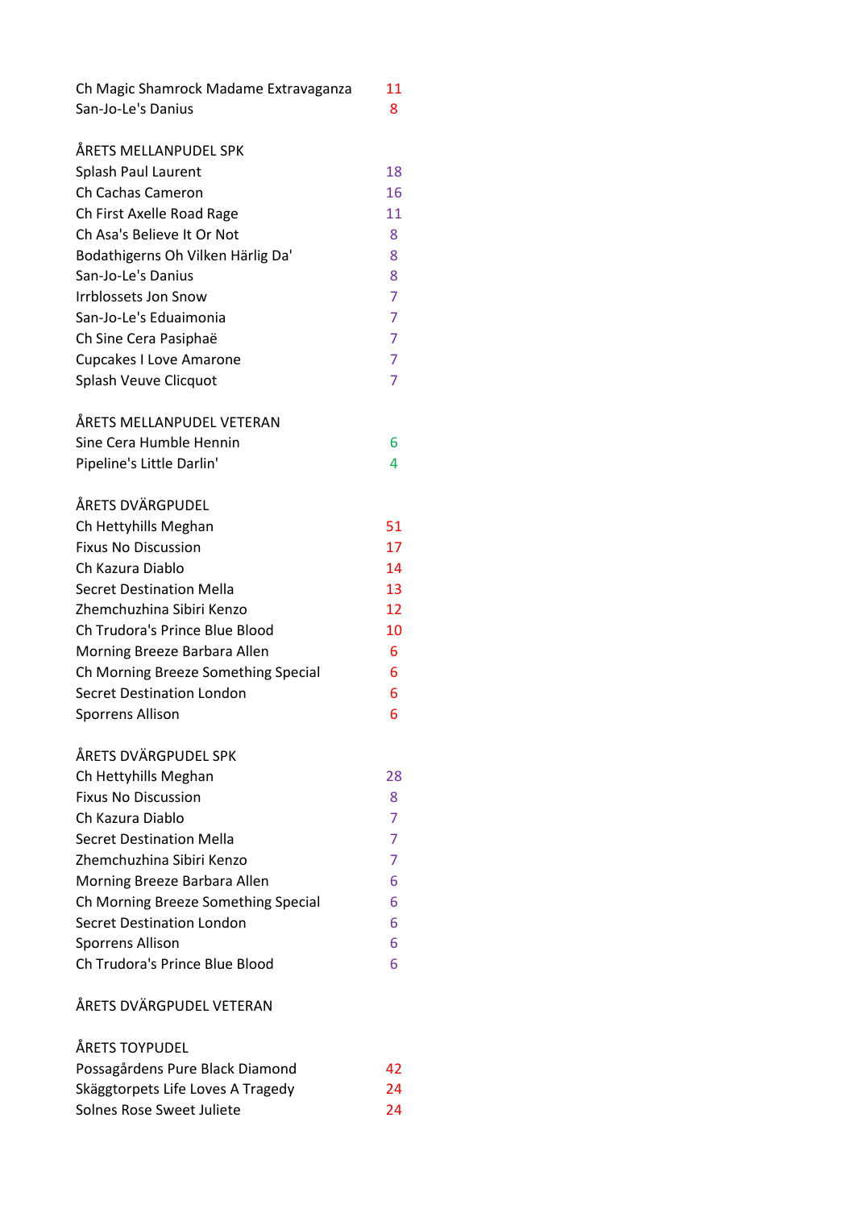| | |
|---|---|
| Ch Magic Shamrock Madame Extravaganza | 11 |
| San-Jo-Le's Danius | 8 |

**ÅRETS MELLANPUDEL SPK**

| | |
|---|---|
| Splash Paul Laurent | 18 |
| Ch Cachas Cameron | 16 |
| Ch First Axelle Road Rage | 11 |
| Ch Asa's Believe It Or Not | 8 |
| Bodathigerns Oh Vilken Härlig Da' | 8 |
| San-Jo-Le's Danius | 8 |
| Irrblossets Jon Snow | 7 |
| San-Jo-Le's Eduaimonia | 7 |
| Ch Sine Cera Pasiphaë | 7 |
| Cupcakes I Love Amarone | 7 |
| Splash Veuve Clicquot | 7 |

**ÅRETS MELLANPUDEL VETERAN**

| | |
|---|---|
| Sine Cera Humble Hennin | 6 |
| Pipeline's Little Darlin' | 4 |

**ÅRETS DVÄRGPUDEL**

| | |
|---|---|
| Ch Hettyhills Meghan | 51 |
| Fixus No Discussion | 17 |
| Ch Kazura Diablo | 14 |
| Secret Destination Mella | 13 |
| Zhemchuzhina Sibiri Kenzo | 12 |
| Ch Trudora's Prince Blue Blood | 10 |
| Morning Breeze Barbara Allen | 6 |
| Ch Morning Breeze Something Special | 6 |
| Secret Destination London | 6 |
| Sporrens Allison | 6 |

**ÅRETS DVÄRGPUDEL SPK**

| | |
|---|---|
| Ch Hettyhills Meghan | 28 |
| Fixus No Discussion | 8 |
| Ch Kazura Diablo | 7 |
| Secret Destination Mella | 7 |
| Zhemchuzhina Sibiri Kenzo | 7 |
| Morning Breeze Barbara Allen | 6 |
| Ch Morning Breeze Something Special | 6 |
| Secret Destination London | 6 |
| Sporrens Allison | 6 |
| Ch Trudora's Prince Blue Blood | 6 |

**ÅRETS DVÄRGPUDEL VETERAN**

**ÅRETS TOYPUDEL**

| | |
|---|---|
| Possagårdens Pure Black Diamond | 42 |
| Skäggtorpets Life Loves A Tragedy | 24 |
| Solnes Rose Sweet Juliete | 24 |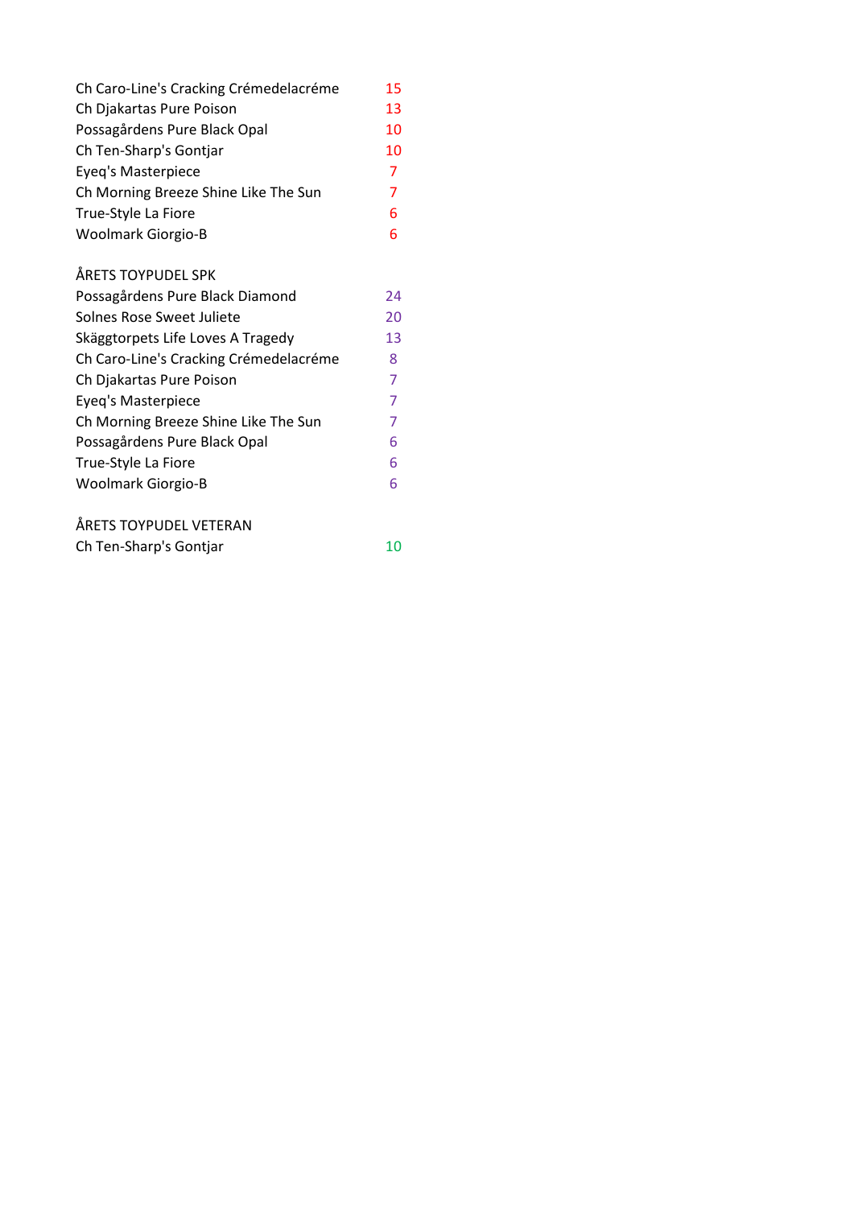| | |
|---|---|
| Ch Caro-Line's Cracking Crémedelacréme | 15 |
| Ch Djakartas Pure Poison | 13 |
| Possagårdens Pure Black Opal | 10 |
| Ch Ten-Sharp's Gontjar | 10 |
| Eyeq's Masterpiece | 7 |
| Ch Morning Breeze Shine Like The Sun | 7 |
| True-Style La Fiore | 6 |
| Woolmark Giorgio-B | 6 |

ÅRETS TOYPUDEL SPK

| | |
|---|---|
| Possagårdens Pure Black Diamond | 24 |
| Solnes Rose Sweet Juliete | 20 |
| Skäggtorpets Life Loves A Tragedy | 13 |
| Ch Caro-Line's Cracking Crémedelacréme | 8 |
| Ch Djakartas Pure Poison | 7 |
| Eyeq's Masterpiece | 7 |
| Ch Morning Breeze Shine Like The Sun | 7 |
| Possagårdens Pure Black Opal | 6 |
| True-Style La Fiore | 6 |
| Woolmark Giorgio-B | 6 |

ÅRETS TOYPUDEL VETERAN

| | |
|---|---|
| Ch Ten-Sharp's Gontjar | 10 |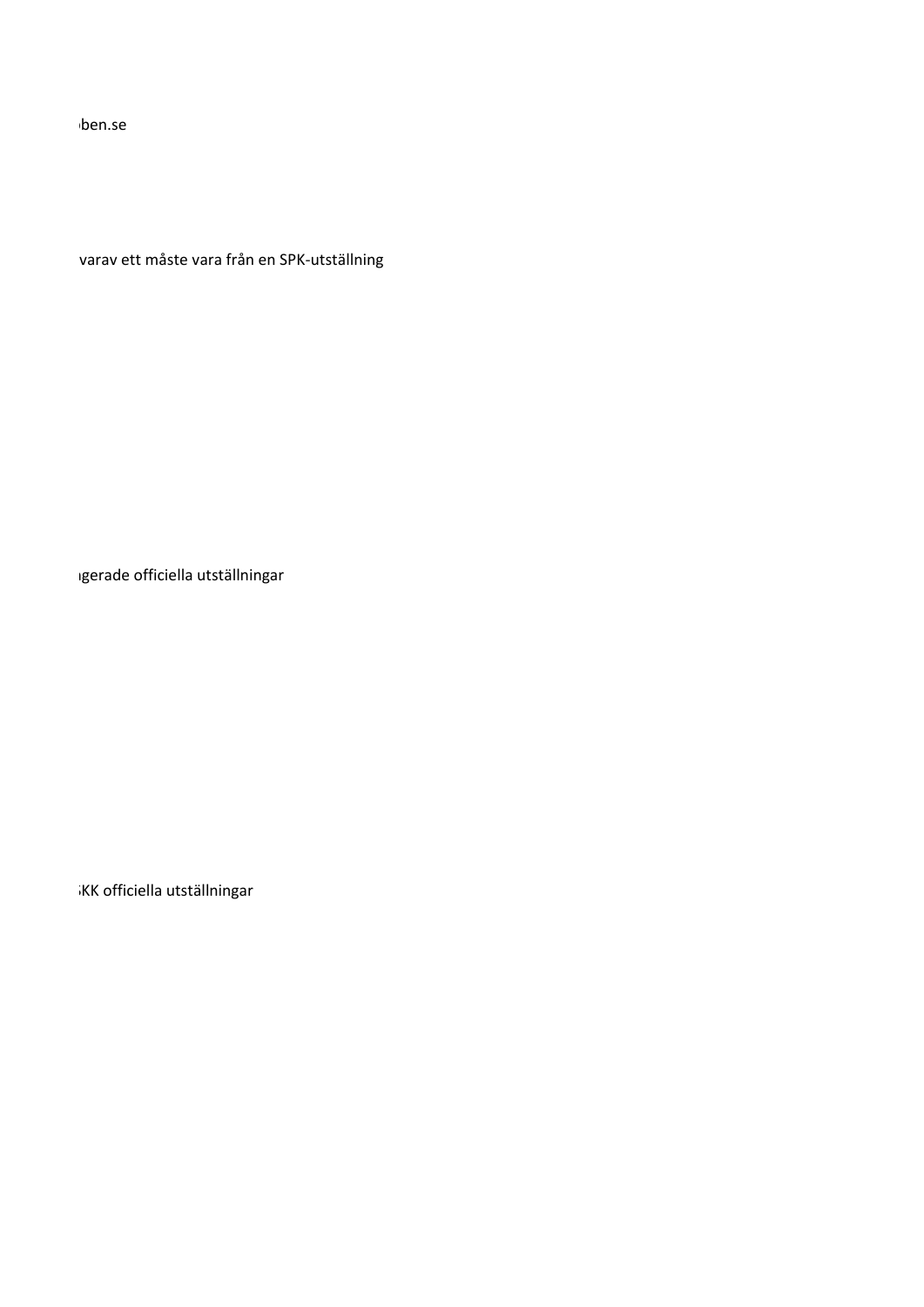ben.se

varav ett måste vara från en SPK-utställning

ngerade officiella utställningar

KK officiella utställningar